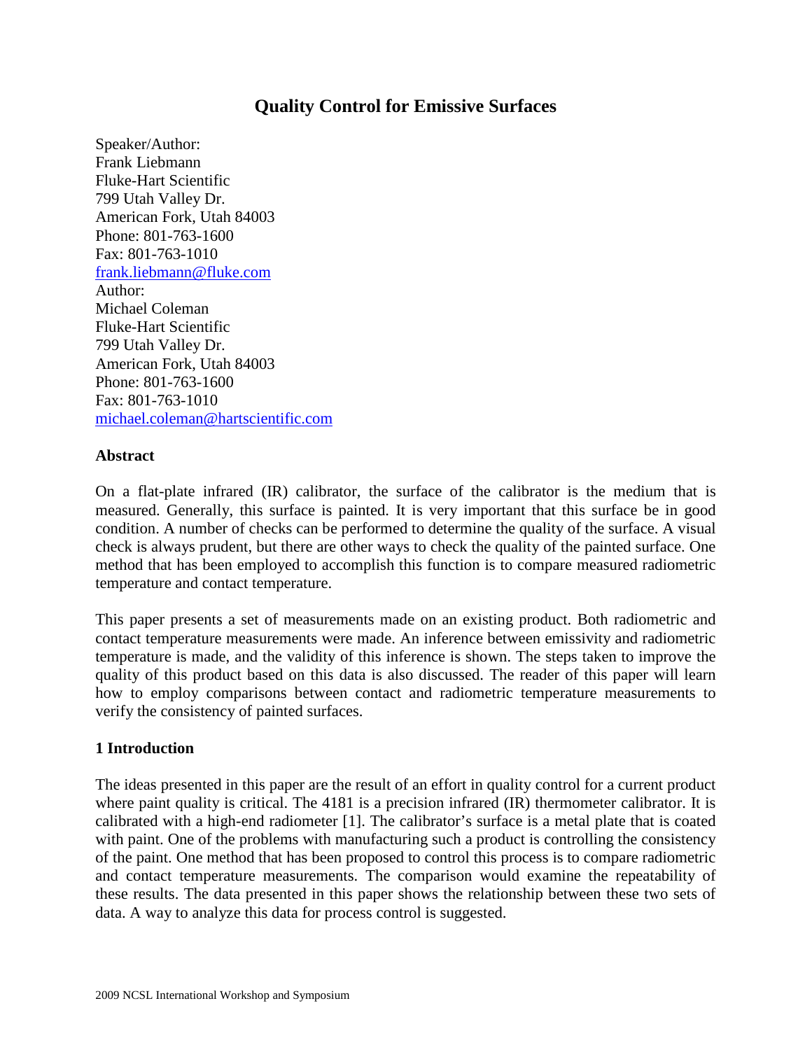# Quality Control for Emissive Surfaces

Speaker/Author:
Frank Liebmann
Fluke-Hart Scientific
799 Utah Valley Dr.
American Fork, Utah 84003
Phone: 801-763-1600
Fax: 801-763-1010
frank.liebmann@fluke.com
Author:
Michael Coleman
Fluke-Hart Scientific
799 Utah Valley Dr.
American Fork, Utah 84003
Phone: 801-763-1600
Fax: 801-763-1010
michael.coleman@hartscientific.com

## Abstract

On a flat-plate infrared (IR) calibrator, the surface of the calibrator is the medium that is measured. Generally, this surface is painted. It is very important that this surface be in good condition. A number of checks can be performed to determine the quality of the surface. A visual check is always prudent, but there are other ways to check the quality of the painted surface. One method that has been employed to accomplish this function is to compare measured radiometric temperature and contact temperature.

This paper presents a set of measurements made on an existing product. Both radiometric and contact temperature measurements were made. An inference between emissivity and radiometric temperature is made, and the validity of this inference is shown. The steps taken to improve the quality of this product based on this data is also discussed. The reader of this paper will learn how to employ comparisons between contact and radiometric temperature measurements to verify the consistency of painted surfaces.

## 1 Introduction

The ideas presented in this paper are the result of an effort in quality control for a current product where paint quality is critical. The 4181 is a precision infrared (IR) thermometer calibrator. It is calibrated with a high-end radiometer [1]. The calibrator's surface is a metal plate that is coated with paint. One of the problems with manufacturing such a product is controlling the consistency of the paint. One method that has been proposed to control this process is to compare radiometric and contact temperature measurements. The comparison would examine the repeatability of these results. The data presented in this paper shows the relationship between these two sets of data. A way to analyze this data for process control is suggested.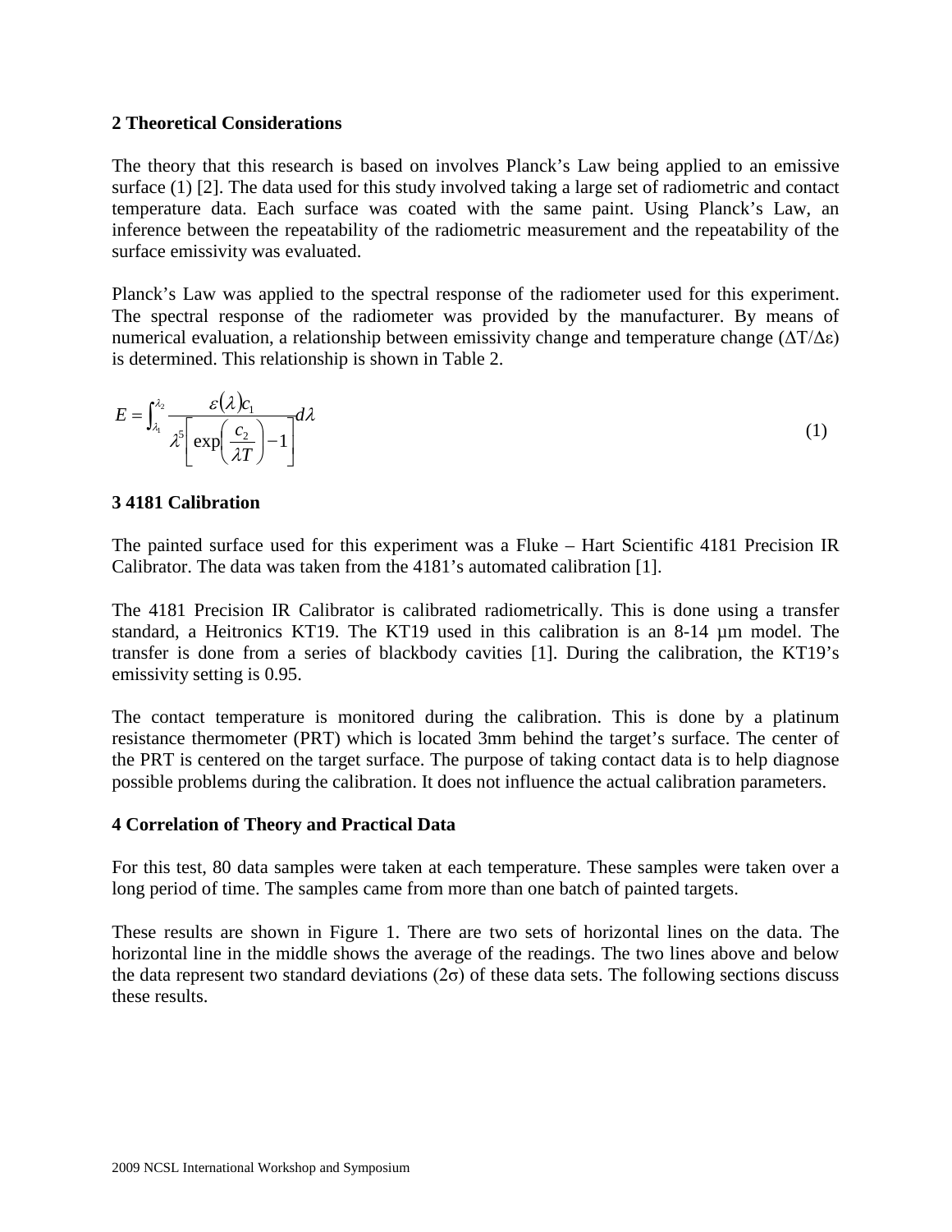## 2 Theoretical Considerations

The theory that this research is based on involves Planck's Law being applied to an emissive surface (1) [2]. The data used for this study involved taking a large set of radiometric and contact temperature data. Each surface was coated with the same paint. Using Planck's Law, an inference between the repeatability of the radiometric measurement and the repeatability of the surface emissivity was evaluated.

Planck's Law was applied to the spectral response of the radiometer used for this experiment. The spectral response of the radiometer was provided by the manufacturer. By means of numerical evaluation, a relationship between emissivity change and temperature change ($\Delta T/\Delta\varepsilon$) is determined. This relationship is shown in Table 2.

$$E = \int_{\lambda_1}^{\lambda_2} \frac{\varepsilon(\lambda) c_1}{\lambda^5 \left[ \exp\left( \frac{c_2}{\lambda T} \right) - 1 \right]} d\lambda \tag{1}$$

## 3 4181 Calibration

The painted surface used for this experiment was a Fluke – Hart Scientific 4181 Precision IR Calibrator. The data was taken from the 4181's automated calibration [1].

The 4181 Precision IR Calibrator is calibrated radiometrically. This is done using a transfer standard, a Heitronics KT19. The KT19 used in this calibration is an 8-14 µm model. The transfer is done from a series of blackbody cavities [1]. During the calibration, the KT19's emissivity setting is 0.95.

The contact temperature is monitored during the calibration. This is done by a platinum resistance thermometer (PRT) which is located 3mm behind the target's surface. The center of the PRT is centered on the target surface. The purpose of taking contact data is to help diagnose possible problems during the calibration. It does not influence the actual calibration parameters.

## 4 Correlation of Theory and Practical Data

For this test, 80 data samples were taken at each temperature. These samples were taken over a long period of time. The samples came from more than one batch of painted targets.

These results are shown in Figure 1. There are two sets of horizontal lines on the data. The horizontal line in the middle shows the average of the readings. The two lines above and below the data represent two standard deviations ($2\sigma$) of these data sets. The following sections discuss these results.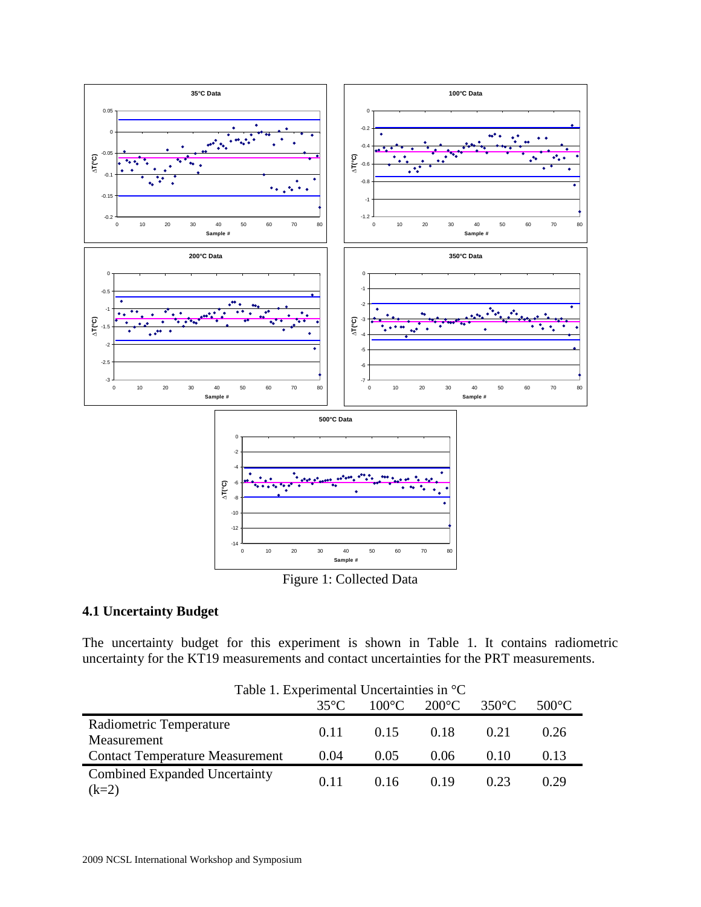Figure 1: Collected Data

### 4.1 Uncertainty Budget

The uncertainty budget for this experiment is shown in Table 1. It contains radiometric uncertainty for the KT19 measurements and contact uncertainties for the PRT measurements.

Table 1. Experimental Uncertainties in °C

| | 35°C | 100°C | 200°C | 350°C | 500°C |
|---|---|---|---|---|---|
| Radiometric Temperature Measurement | 0.11 | 0.15 | 0.18 | 0.21 | 0.26 |
| Contact Temperature Measurement | 0.04 | 0.05 | 0.06 | 0.10 | 0.13 |
| Combined Expanded Uncertainty (k=2) | 0.11 | 0.16 | 0.19 | 0.23 | 0.29 |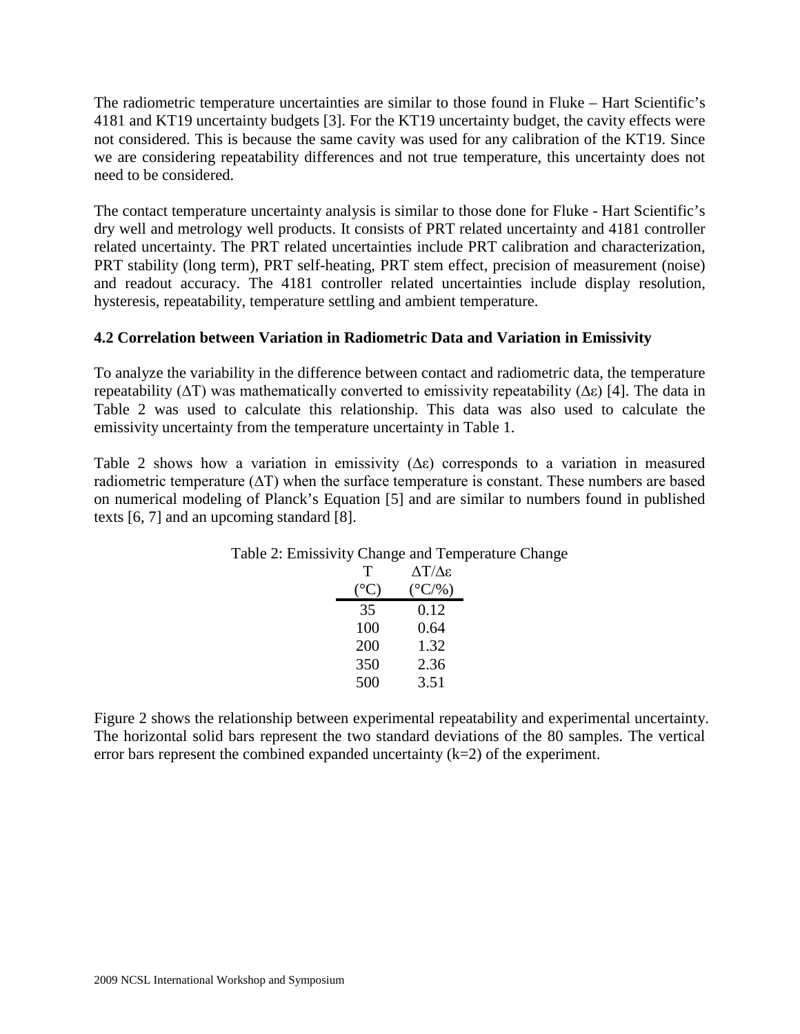The radiometric temperature uncertainties are similar to those found in Fluke – Hart Scientific's 4181 and KT19 uncertainty budgets [3]. For the KT19 uncertainty budget, the cavity effects were not considered. This is because the same cavity was used for any calibration of the KT19. Since we are considering repeatability differences and not true temperature, this uncertainty does not need to be considered.

The contact temperature uncertainty analysis is similar to those done for Fluke - Hart Scientific's dry well and metrology well products. It consists of PRT related uncertainty and 4181 controller related uncertainty. The PRT related uncertainties include PRT calibration and characterization, PRT stability (long term), PRT self-heating, PRT stem effect, precision of measurement (noise) and readout accuracy. The 4181 controller related uncertainties include display resolution, hysteresis, repeatability, temperature settling and ambient temperature.

### 4.2 Correlation between Variation in Radiometric Data and Variation in Emissivity

To analyze the variability in the difference between contact and radiometric data, the temperature repeatability ($\Delta T$) was mathematically converted to emissivity repeatability ($\Delta\varepsilon$) [4]. The data in Table 2 was used to calculate this relationship. This data was also used to calculate the emissivity uncertainty from the temperature uncertainty in Table 1.

Table 2 shows how a variation in emissivity ($\Delta\varepsilon$) corresponds to a variation in measured radiometric temperature ($\Delta T$) when the surface temperature is constant. These numbers are based on numerical modeling of Planck's Equation [5] and are similar to numbers found in published texts [6, 7] and an upcoming standard [8].

Table 2: Emissivity Change and Temperature Change

| T (°C) | $\Delta T/\Delta\varepsilon$ (°C/%) |
|---|---|
| 35 | 0.12 |
| 100 | 0.64 |
| 200 | 1.32 |
| 350 | 2.36 |
| 500 | 3.51 |

Figure 2 shows the relationship between experimental repeatability and experimental uncertainty. The horizontal solid bars represent the two standard deviations of the 80 samples. The vertical error bars represent the combined expanded uncertainty (k=2) of the experiment.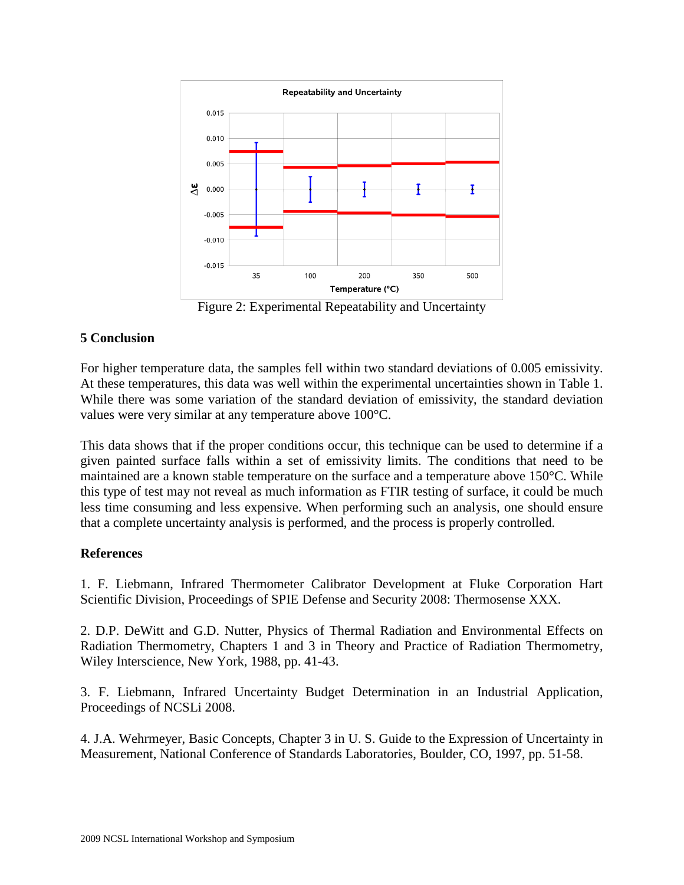Figure 2: Experimental Repeatability and Uncertainty

## 5 Conclusion

For higher temperature data, the samples fell within two standard deviations of 0.005 emissivity. At these temperatures, this data was well within the experimental uncertainties shown in Table 1. While there was some variation of the standard deviation of emissivity, the standard deviation values were very similar at any temperature above 100°C.

This data shows that if the proper conditions occur, this technique can be used to determine if a given painted surface falls within a set of emissivity limits. The conditions that need to be maintained are a known stable temperature on the surface and a temperature above 150°C. While this type of test may not reveal as much information as FTIR testing of surface, it could be much less time consuming and less expensive. When performing such an analysis, one should ensure that a complete uncertainty analysis is performed, and the process is properly controlled.

## References

1. F. Liebmann, Infrared Thermometer Calibrator Development at Fluke Corporation Hart Scientific Division, Proceedings of SPIE Defense and Security 2008: Thermosense XXX.

2. D.P. DeWitt and G.D. Nutter, Physics of Thermal Radiation and Environmental Effects on Radiation Thermometry, Chapters 1 and 3 in Theory and Practice of Radiation Thermometry, Wiley Interscience, New York, 1988, pp. 41-43.

3. F. Liebmann, Infrared Uncertainty Budget Determination in an Industrial Application, Proceedings of NCSLi 2008.

4. J.A. Wehrmeyer, Basic Concepts, Chapter 3 in U. S. Guide to the Expression of Uncertainty in Measurement, National Conference of Standards Laboratories, Boulder, CO, 1997, pp. 51-58.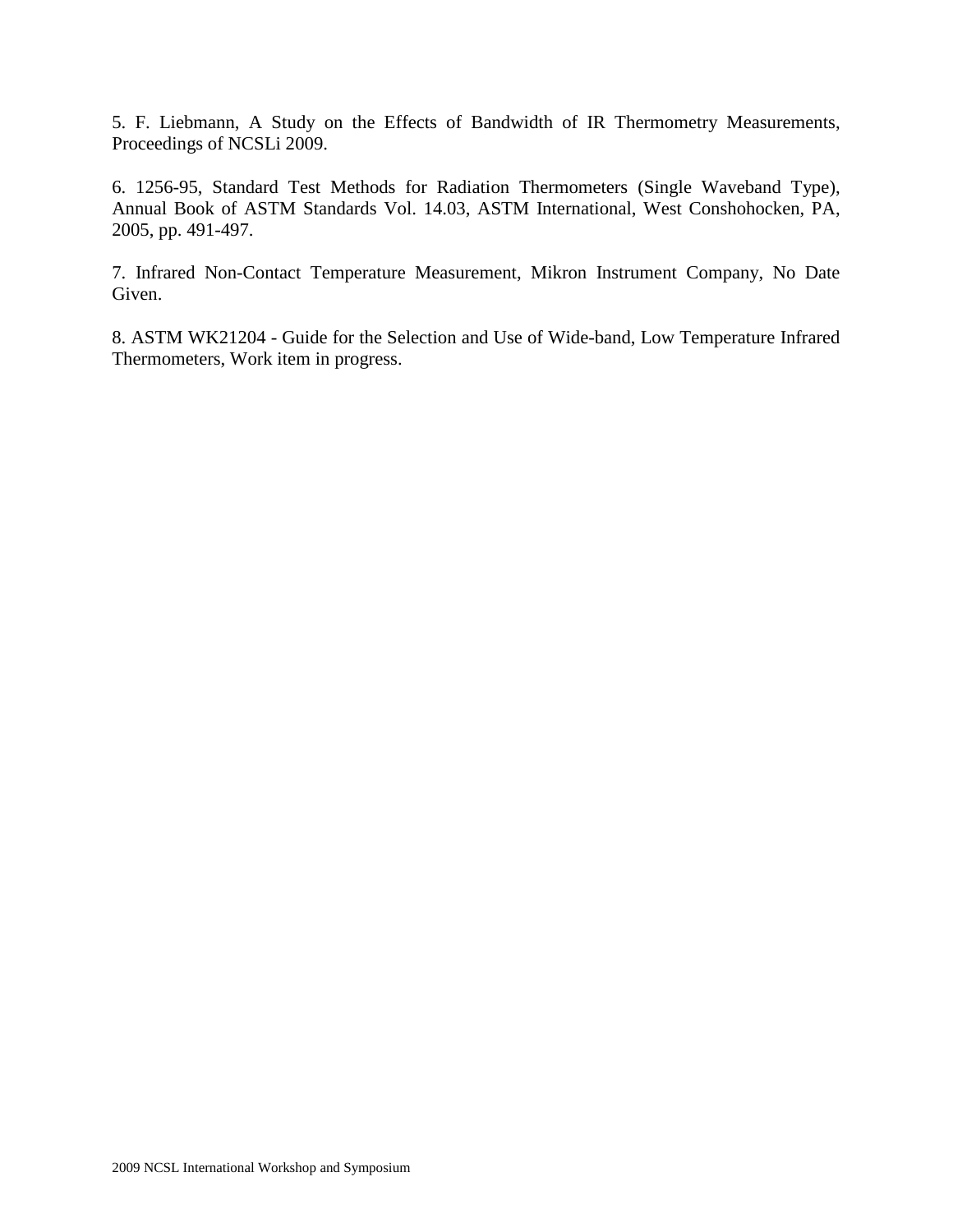5. F. Liebmann, A Study on the Effects of Bandwidth of IR Thermometry Measurements, Proceedings of NCSLi 2009.

6. 1256-95, Standard Test Methods for Radiation Thermometers (Single Waveband Type), Annual Book of ASTM Standards Vol. 14.03, ASTM International, West Conshohocken, PA, 2005, pp. 491-497.

7. Infrared Non-Contact Temperature Measurement, Mikron Instrument Company, No Date Given.

8. ASTM WK21204 - Guide for the Selection and Use of Wide-band, Low Temperature Infrared Thermometers, Work item in progress.